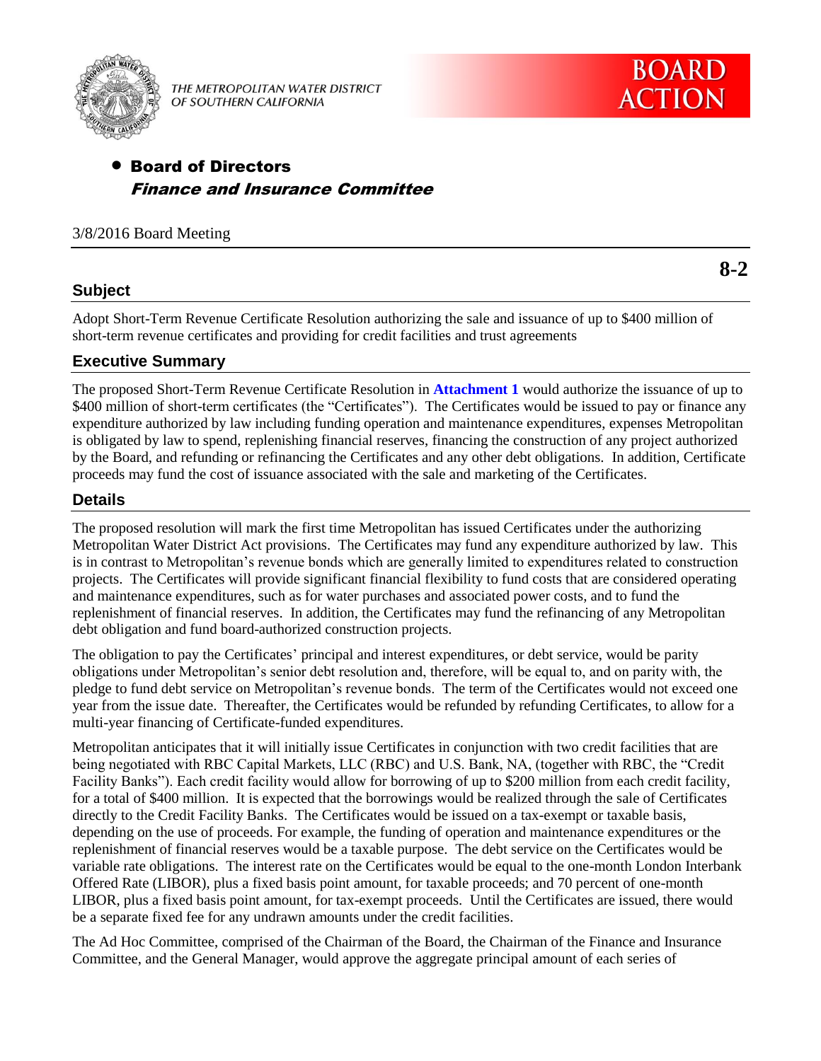THE METROPOLITAN WATER DISTRICT OF SOUTHERN CALIFORNIA

**BOARD ACTION**

- **Board of Directors**
  ***Finance and Insurance Committee***

3/8/2016 Board Meeting

**8-2**

## Subject

Adopt Short-Term Revenue Certificate Resolution authorizing the sale and issuance of up to $400 million of short-term revenue certificates and providing for credit facilities and trust agreements

## Executive Summary

The proposed Short-Term Revenue Certificate Resolution in **Attachment 1** would authorize the issuance of up to $400 million of short-term certificates (the "Certificates"). The Certificates would be issued to pay or finance any expenditure authorized by law including funding operation and maintenance expenditures, expenses Metropolitan is obligated by law to spend, replenishing financial reserves, financing the construction of any project authorized by the Board, and refunding or refinancing the Certificates and any other debt obligations. In addition, Certificate proceeds may fund the cost of issuance associated with the sale and marketing of the Certificates.

## Details

The proposed resolution will mark the first time Metropolitan has issued Certificates under the authorizing Metropolitan Water District Act provisions. The Certificates may fund any expenditure authorized by law. This is in contrast to Metropolitan's revenue bonds which are generally limited to expenditures related to construction projects. The Certificates will provide significant financial flexibility to fund costs that are considered operating and maintenance expenditures, such as for water purchases and associated power costs, and to fund the replenishment of financial reserves. In addition, the Certificates may fund the refinancing of any Metropolitan debt obligation and fund board-authorized construction projects.

The obligation to pay the Certificates' principal and interest expenditures, or debt service, would be parity obligations under Metropolitan's senior debt resolution and, therefore, will be equal to, and on parity with, the pledge to fund debt service on Metropolitan's revenue bonds. The term of the Certificates would not exceed one year from the issue date. Thereafter, the Certificates would be refunded by refunding Certificates, to allow for a multi-year financing of Certificate-funded expenditures.

Metropolitan anticipates that it will initially issue Certificates in conjunction with two credit facilities that are being negotiated with RBC Capital Markets, LLC (RBC) and U.S. Bank, NA, (together with RBC, the "Credit Facility Banks"). Each credit facility would allow for borrowing of up to $200 million from each credit facility, for a total of $400 million. It is expected that the borrowings would be realized through the sale of Certificates directly to the Credit Facility Banks. The Certificates would be issued on a tax-exempt or taxable basis, depending on the use of proceeds. For example, the funding of operation and maintenance expenditures or the replenishment of financial reserves would be a taxable purpose. The debt service on the Certificates would be variable rate obligations. The interest rate on the Certificates would be equal to the one-month London Interbank Offered Rate (LIBOR), plus a fixed basis point amount, for taxable proceeds; and 70 percent of one-month LIBOR, plus a fixed basis point amount, for tax-exempt proceeds. Until the Certificates are issued, there would be a separate fixed fee for any undrawn amounts under the credit facilities.

The Ad Hoc Committee, comprised of the Chairman of the Board, the Chairman of the Finance and Insurance Committee, and the General Manager, would approve the aggregate principal amount of each series of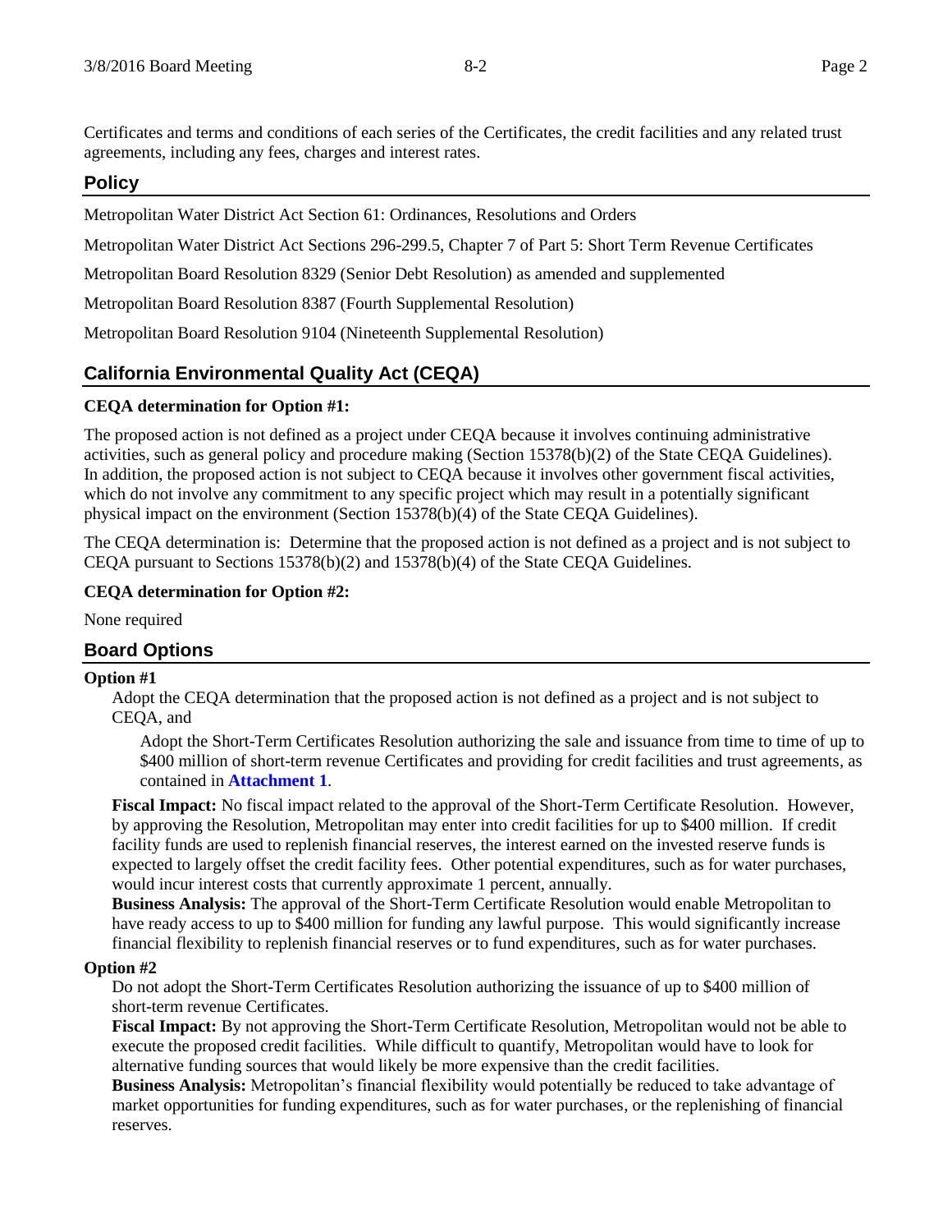Certificates and terms and conditions of each series of the Certificates, the credit facilities and any related trust agreements, including any fees, charges and interest rates.

## Policy

Metropolitan Water District Act Section 61: Ordinances, Resolutions and Orders

Metropolitan Water District Act Sections 296-299.5, Chapter 7 of Part 5: Short Term Revenue Certificates

Metropolitan Board Resolution 8329 (Senior Debt Resolution) as amended and supplemented

Metropolitan Board Resolution 8387 (Fourth Supplemental Resolution)

Metropolitan Board Resolution 9104 (Nineteenth Supplemental Resolution)

## California Environmental Quality Act (CEQA)

**CEQA determination for Option #1:**

The proposed action is not defined as a project under CEQA because it involves continuing administrative activities, such as general policy and procedure making (Section 15378(b)(2) of the State CEQA Guidelines). In addition, the proposed action is not subject to CEQA because it involves other government fiscal activities, which do not involve any commitment to any specific project which may result in a potentially significant physical impact on the environment (Section 15378(b)(4) of the State CEQA Guidelines).

The CEQA determination is: Determine that the proposed action is not defined as a project and is not subject to CEQA pursuant to Sections 15378(b)(2) and 15378(b)(4) of the State CEQA Guidelines.

**CEQA determination for Option #2:**

None required

## Board Options

**Option #1**

Adopt the CEQA determination that the proposed action is not defined as a project and is not subject to CEQA, and

Adopt the Short-Term Certificates Resolution authorizing the sale and issuance from time to time of up to $400 million of short-term revenue Certificates and providing for credit facilities and trust agreements, as contained in **Attachment 1**.

**Fiscal Impact:** No fiscal impact related to the approval of the Short-Term Certificate Resolution. However, by approving the Resolution, Metropolitan may enter into credit facilities for up to $400 million. If credit facility funds are used to replenish financial reserves, the interest earned on the invested reserve funds is expected to largely offset the credit facility fees. Other potential expenditures, such as for water purchases, would incur interest costs that currently approximate 1 percent, annually.

**Business Analysis:** The approval of the Short-Term Certificate Resolution would enable Metropolitan to have ready access to up to $400 million for funding any lawful purpose. This would significantly increase financial flexibility to replenish financial reserves or to fund expenditures, such as for water purchases.

**Option #2**

Do not adopt the Short-Term Certificates Resolution authorizing the issuance of up to $400 million of short-term revenue Certificates.

**Fiscal Impact:** By not approving the Short-Term Certificate Resolution, Metropolitan would not be able to execute the proposed credit facilities. While difficult to quantify, Metropolitan would have to look for alternative funding sources that would likely be more expensive than the credit facilities.

**Business Analysis:** Metropolitan's financial flexibility would potentially be reduced to take advantage of market opportunities for funding expenditures, such as for water purchases, or the replenishing of financial reserves.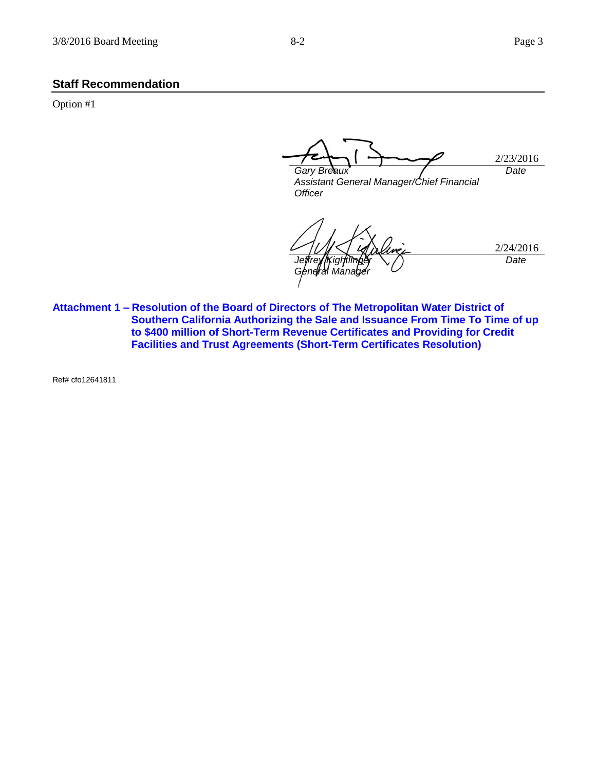## Staff Recommendation

Option #1

2/23/2016

*Gary Breaux* — *Date*
*Assistant General Manager/Chief Financial Officer*

2/24/2016

*Jeffrey Kightlinger* — *Date*
*General Manager*

**Attachment 1 – Resolution of the Board of Directors of The Metropolitan Water District of Southern California Authorizing the Sale and Issuance From Time To Time of up to $400 million of Short-Term Revenue Certificates and Providing for Credit Facilities and Trust Agreements (Short-Term Certificates Resolution)**

Ref# cfo12641811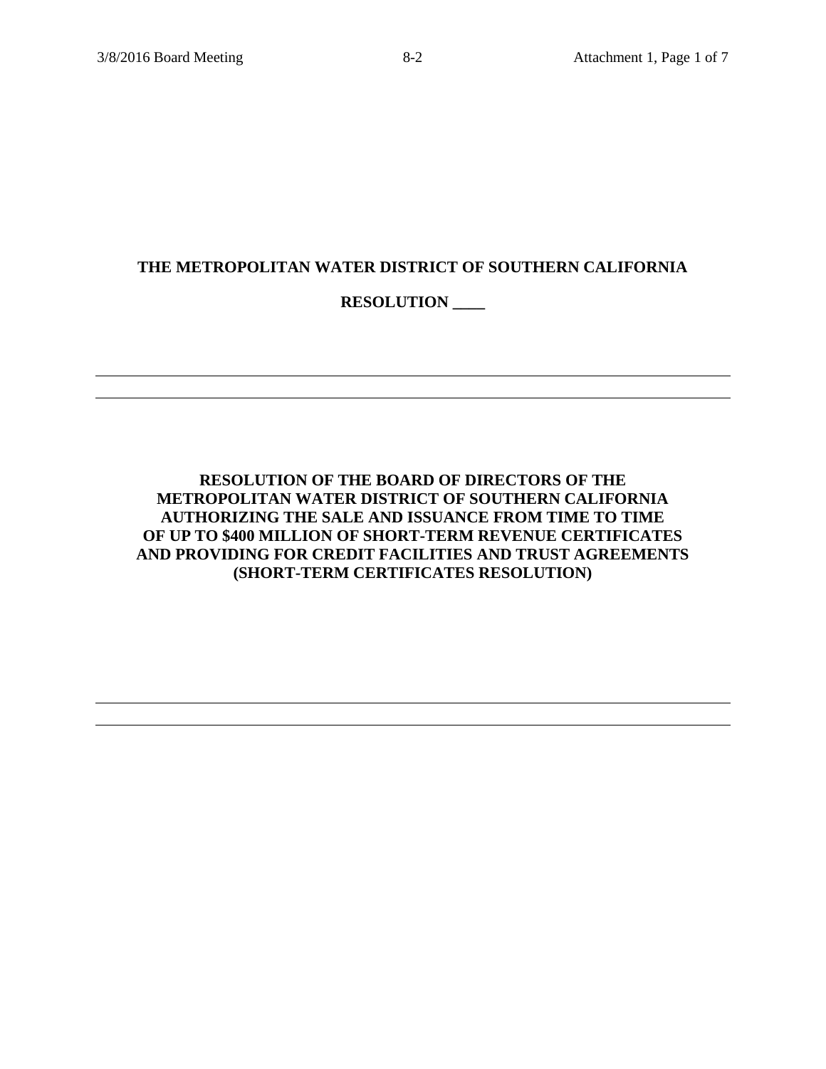**THE METROPOLITAN WATER DISTRICT OF SOUTHERN CALIFORNIA**

**RESOLUTION ____**

---

**RESOLUTION OF THE BOARD OF DIRECTORS OF THE METROPOLITAN WATER DISTRICT OF SOUTHERN CALIFORNIA AUTHORIZING THE SALE AND ISSUANCE FROM TIME TO TIME OF UP TO $400 MILLION OF SHORT-TERM REVENUE CERTIFICATES AND PROVIDING FOR CREDIT FACILITIES AND TRUST AGREEMENTS (SHORT-TERM CERTIFICATES RESOLUTION)**

---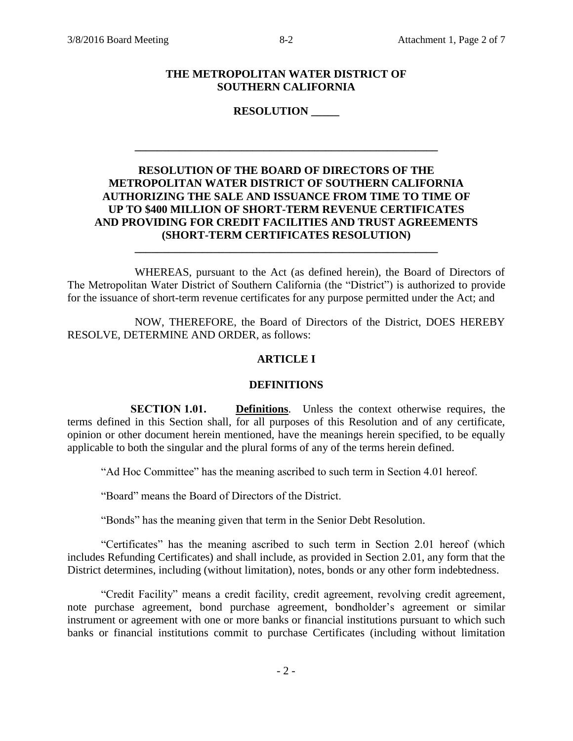**THE METROPOLITAN WATER DISTRICT OF SOUTHERN CALIFORNIA**

**RESOLUTION _____**

---

**RESOLUTION OF THE BOARD OF DIRECTORS OF THE METROPOLITAN WATER DISTRICT OF SOUTHERN CALIFORNIA AUTHORIZING THE SALE AND ISSUANCE FROM TIME TO TIME OF UP TO $400 MILLION OF SHORT-TERM REVENUE CERTIFICATES AND PROVIDING FOR CREDIT FACILITIES AND TRUST AGREEMENTS (SHORT-TERM CERTIFICATES RESOLUTION)**

---

WHEREAS, pursuant to the Act (as defined herein), the Board of Directors of The Metropolitan Water District of Southern California (the "District") is authorized to provide for the issuance of short-term revenue certificates for any purpose permitted under the Act; and

NOW, THEREFORE, the Board of Directors of the District, DOES HEREBY RESOLVE, DETERMINE AND ORDER, as follows:

## ARTICLE I

## DEFINITIONS

**SECTION 1.01.** **Definitions**. Unless the context otherwise requires, the terms defined in this Section shall, for all purposes of this Resolution and of any certificate, opinion or other document herein mentioned, have the meanings herein specified, to be equally applicable to both the singular and the plural forms of any of the terms herein defined.

"Ad Hoc Committee" has the meaning ascribed to such term in Section 4.01 hereof.

"Board" means the Board of Directors of the District.

"Bonds" has the meaning given that term in the Senior Debt Resolution.

"Certificates" has the meaning ascribed to such term in Section 2.01 hereof (which includes Refunding Certificates) and shall include, as provided in Section 2.01, any form that the District determines, including (without limitation), notes, bonds or any other form indebtedness.

"Credit Facility" means a credit facility, credit agreement, revolving credit agreement, note purchase agreement, bond purchase agreement, bondholder's agreement or similar instrument or agreement with one or more banks or financial institutions pursuant to which such banks or financial institutions commit to purchase Certificates (including without limitation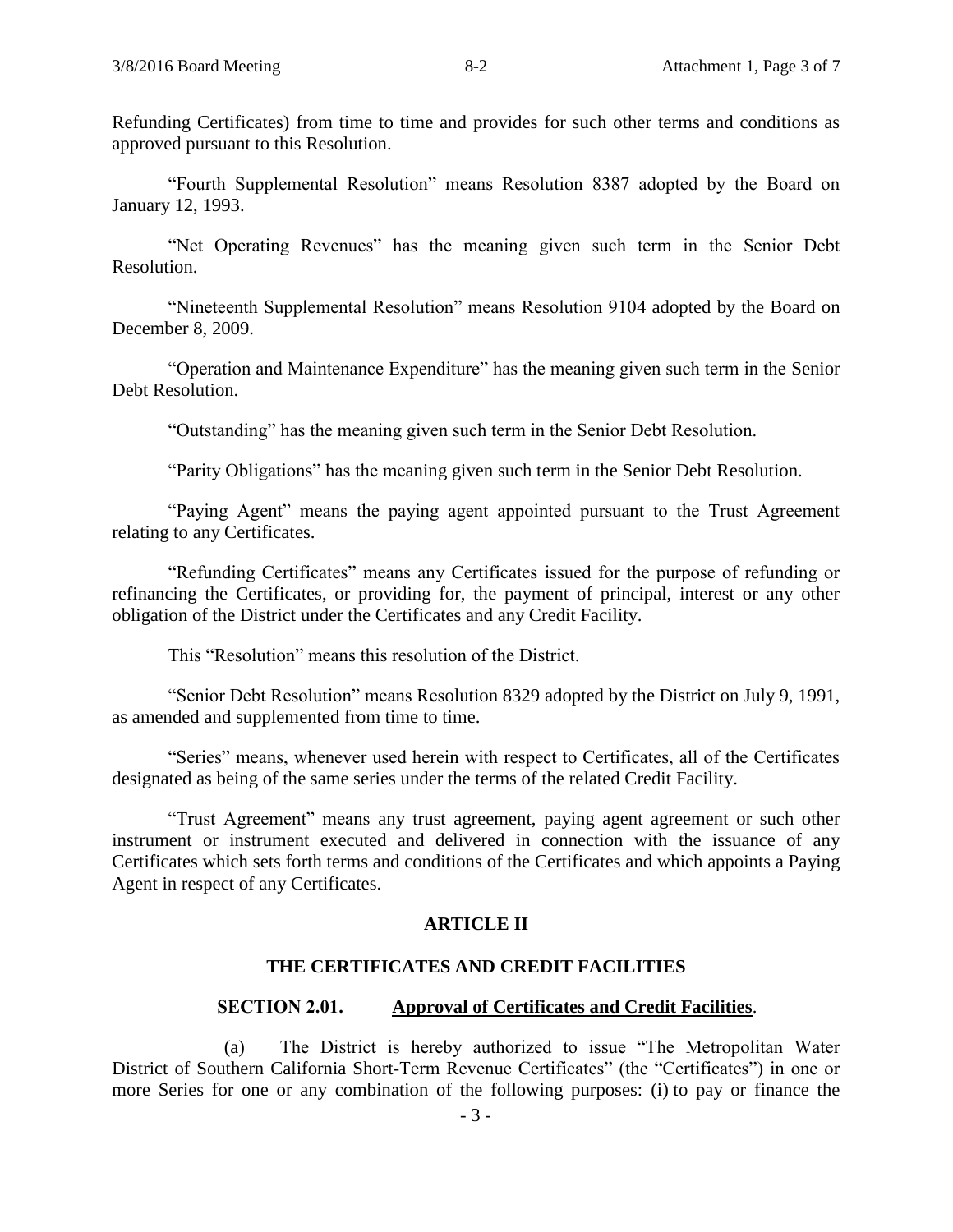Refunding Certificates) from time to time and provides for such other terms and conditions as approved pursuant to this Resolution.

"Fourth Supplemental Resolution" means Resolution 8387 adopted by the Board on January 12, 1993.

"Net Operating Revenues" has the meaning given such term in the Senior Debt Resolution.

"Nineteenth Supplemental Resolution" means Resolution 9104 adopted by the Board on December 8, 2009.

"Operation and Maintenance Expenditure" has the meaning given such term in the Senior Debt Resolution.

"Outstanding" has the meaning given such term in the Senior Debt Resolution.

"Parity Obligations" has the meaning given such term in the Senior Debt Resolution.

"Paying Agent" means the paying agent appointed pursuant to the Trust Agreement relating to any Certificates.

"Refunding Certificates" means any Certificates issued for the purpose of refunding or refinancing the Certificates, or providing for, the payment of principal, interest or any other obligation of the District under the Certificates and any Credit Facility.

This "Resolution" means this resolution of the District.

"Senior Debt Resolution" means Resolution 8329 adopted by the District on July 9, 1991, as amended and supplemented from time to time.

"Series" means, whenever used herein with respect to Certificates, all of the Certificates designated as being of the same series under the terms of the related Credit Facility.

"Trust Agreement" means any trust agreement, paying agent agreement or such other instrument or instrument executed and delivered in connection with the issuance of any Certificates which sets forth terms and conditions of the Certificates and which appoints a Paying Agent in respect of any Certificates.

## ARTICLE II

## THE CERTIFICATES AND CREDIT FACILITIES

### SECTION 2.01. Approval of Certificates and Credit Facilities.

(a) The District is hereby authorized to issue "The Metropolitan Water District of Southern California Short-Term Revenue Certificates" (the "Certificates") in one or more Series for one or any combination of the following purposes: (i) to pay or finance the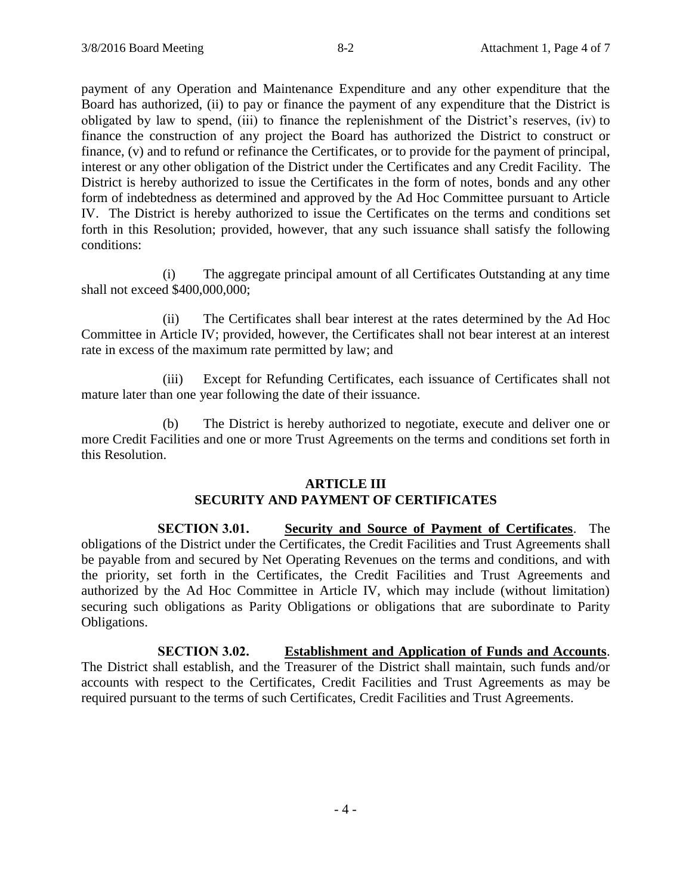payment of any Operation and Maintenance Expenditure and any other expenditure that the Board has authorized, (ii) to pay or finance the payment of any expenditure that the District is obligated by law to spend, (iii) to finance the replenishment of the District's reserves, (iv) to finance the construction of any project the Board has authorized the District to construct or finance, (v) and to refund or refinance the Certificates, or to provide for the payment of principal, interest or any other obligation of the District under the Certificates and any Credit Facility. The District is hereby authorized to issue the Certificates in the form of notes, bonds and any other form of indebtedness as determined and approved by the Ad Hoc Committee pursuant to Article IV. The District is hereby authorized to issue the Certificates on the terms and conditions set forth in this Resolution; provided, however, that any such issuance shall satisfy the following conditions:

(i) The aggregate principal amount of all Certificates Outstanding at any time shall not exceed $400,000,000;

(ii) The Certificates shall bear interest at the rates determined by the Ad Hoc Committee in Article IV; provided, however, the Certificates shall not bear interest at an interest rate in excess of the maximum rate permitted by law; and

(iii) Except for Refunding Certificates, each issuance of Certificates shall not mature later than one year following the date of their issuance.

(b) The District is hereby authorized to negotiate, execute and deliver one or more Credit Facilities and one or more Trust Agreements on the terms and conditions set forth in this Resolution.

## ARTICLE III
## SECURITY AND PAYMENT OF CERTIFICATES

**SECTION 3.01. Security and Source of Payment of Certificates**. The obligations of the District under the Certificates, the Credit Facilities and Trust Agreements shall be payable from and secured by Net Operating Revenues on the terms and conditions, and with the priority, set forth in the Certificates, the Credit Facilities and Trust Agreements and authorized by the Ad Hoc Committee in Article IV, which may include (without limitation) securing such obligations as Parity Obligations or obligations that are subordinate to Parity Obligations.

**SECTION 3.02. Establishment and Application of Funds and Accounts**. The District shall establish, and the Treasurer of the District shall maintain, such funds and/or accounts with respect to the Certificates, Credit Facilities and Trust Agreements as may be required pursuant to the terms of such Certificates, Credit Facilities and Trust Agreements.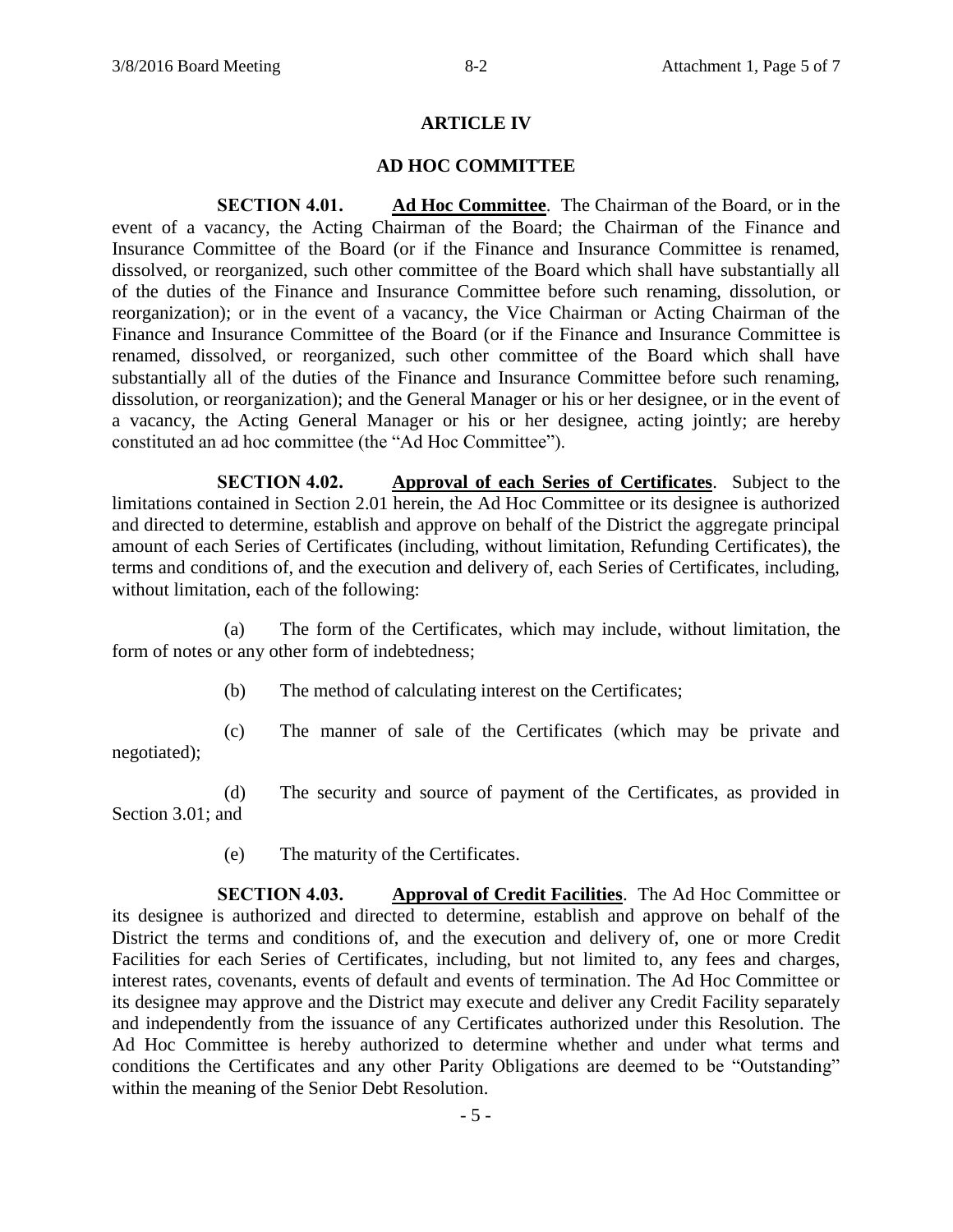## ARTICLE IV

## AD HOC COMMITTEE

**SECTION 4.01. Ad Hoc Committee**. The Chairman of the Board, or in the event of a vacancy, the Acting Chairman of the Board; the Chairman of the Finance and Insurance Committee of the Board (or if the Finance and Insurance Committee is renamed, dissolved, or reorganized, such other committee of the Board which shall have substantially all of the duties of the Finance and Insurance Committee before such renaming, dissolution, or reorganization); or in the event of a vacancy, the Vice Chairman or Acting Chairman of the Finance and Insurance Committee of the Board (or if the Finance and Insurance Committee is renamed, dissolved, or reorganized, such other committee of the Board which shall have substantially all of the duties of the Finance and Insurance Committee before such renaming, dissolution, or reorganization); and the General Manager or his or her designee, or in the event of a vacancy, the Acting General Manager or his or her designee, acting jointly; are hereby constituted an ad hoc committee (the "Ad Hoc Committee").

**SECTION 4.02. Approval of each Series of Certificates**. Subject to the limitations contained in Section 2.01 herein, the Ad Hoc Committee or its designee is authorized and directed to determine, establish and approve on behalf of the District the aggregate principal amount of each Series of Certificates (including, without limitation, Refunding Certificates), the terms and conditions of, and the execution and delivery of, each Series of Certificates, including, without limitation, each of the following:

(a) The form of the Certificates, which may include, without limitation, the form of notes or any other form of indebtedness;

(b) The method of calculating interest on the Certificates;

(c) The manner of sale of the Certificates (which may be private and negotiated);

(d) The security and source of payment of the Certificates, as provided in Section 3.01; and

(e) The maturity of the Certificates.

**SECTION 4.03. Approval of Credit Facilities**. The Ad Hoc Committee or its designee is authorized and directed to determine, establish and approve on behalf of the District the terms and conditions of, and the execution and delivery of, one or more Credit Facilities for each Series of Certificates, including, but not limited to, any fees and charges, interest rates, covenants, events of default and events of termination. The Ad Hoc Committee or its designee may approve and the District may execute and deliver any Credit Facility separately and independently from the issuance of any Certificates authorized under this Resolution. The Ad Hoc Committee is hereby authorized to determine whether and under what terms and conditions the Certificates and any other Parity Obligations are deemed to be "Outstanding" within the meaning of the Senior Debt Resolution.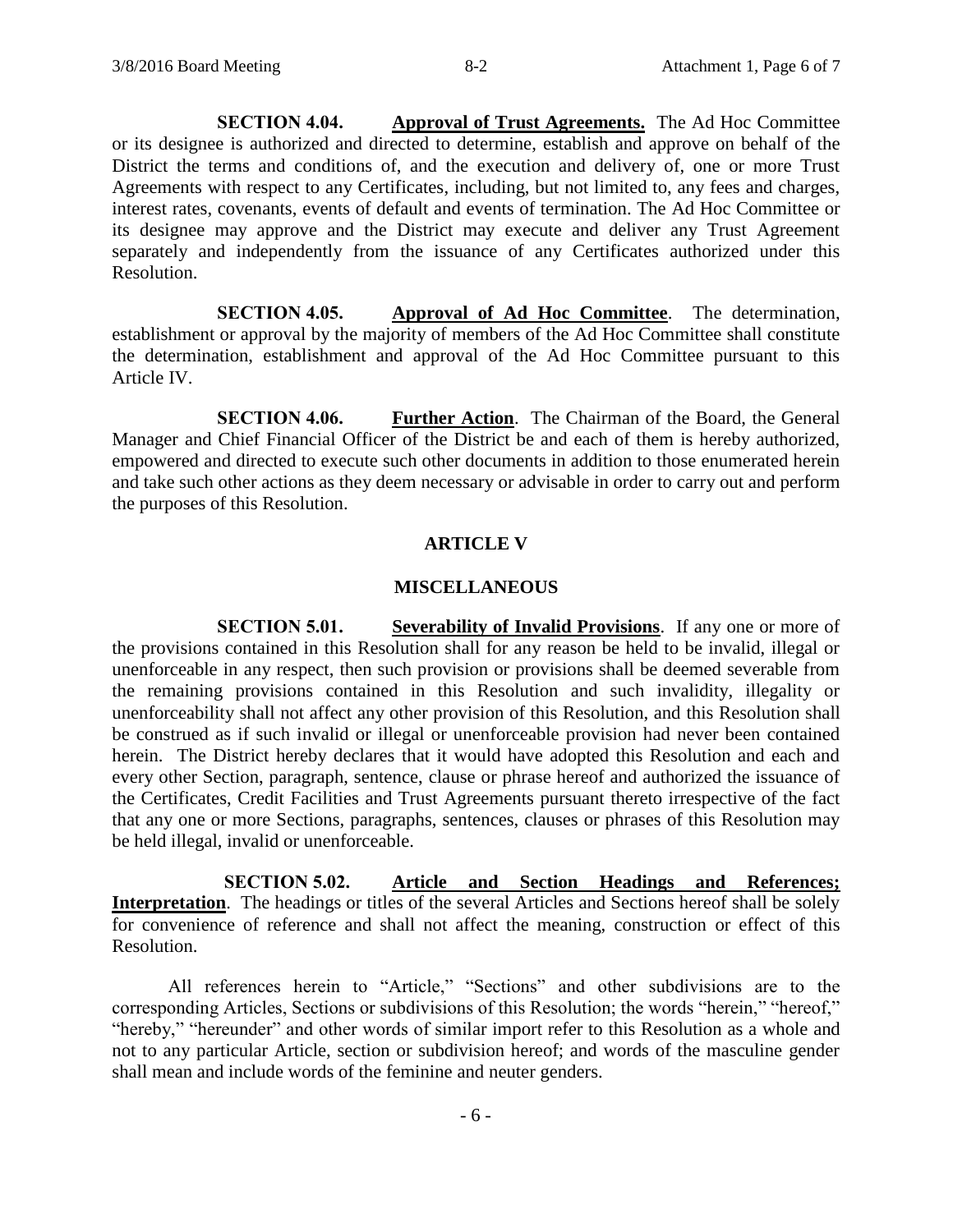**SECTION 4.04. Approval of Trust Agreements.** The Ad Hoc Committee or its designee is authorized and directed to determine, establish and approve on behalf of the District the terms and conditions of, and the execution and delivery of, one or more Trust Agreements with respect to any Certificates, including, but not limited to, any fees and charges, interest rates, covenants, events of default and events of termination. The Ad Hoc Committee or its designee may approve and the District may execute and deliver any Trust Agreement separately and independently from the issuance of any Certificates authorized under this Resolution.

**SECTION 4.05. Approval of Ad Hoc Committee**. The determination, establishment or approval by the majority of members of the Ad Hoc Committee shall constitute the determination, establishment and approval of the Ad Hoc Committee pursuant to this Article IV.

**SECTION 4.06. Further Action**. The Chairman of the Board, the General Manager and Chief Financial Officer of the District be and each of them is hereby authorized, empowered and directed to execute such other documents in addition to those enumerated herein and take such other actions as they deem necessary or advisable in order to carry out and perform the purposes of this Resolution.

## ARTICLE V

## MISCELLANEOUS

**SECTION 5.01. Severability of Invalid Provisions**. If any one or more of the provisions contained in this Resolution shall for any reason be held to be invalid, illegal or unenforceable in any respect, then such provision or provisions shall be deemed severable from the remaining provisions contained in this Resolution and such invalidity, illegality or unenforceability shall not affect any other provision of this Resolution, and this Resolution shall be construed as if such invalid or illegal or unenforceable provision had never been contained herein. The District hereby declares that it would have adopted this Resolution and each and every other Section, paragraph, sentence, clause or phrase hereof and authorized the issuance of the Certificates, Credit Facilities and Trust Agreements pursuant thereto irrespective of the fact that any one or more Sections, paragraphs, sentences, clauses or phrases of this Resolution may be held illegal, invalid or unenforceable.

**SECTION 5.02. Article and Section Headings and References; Interpretation**. The headings or titles of the several Articles and Sections hereof shall be solely for convenience of reference and shall not affect the meaning, construction or effect of this Resolution.

All references herein to "Article," "Sections" and other subdivisions are to the corresponding Articles, Sections or subdivisions of this Resolution; the words "herein," "hereof," "hereby," "hereunder" and other words of similar import refer to this Resolution as a whole and not to any particular Article, section or subdivision hereof; and words of the masculine gender shall mean and include words of the feminine and neuter genders.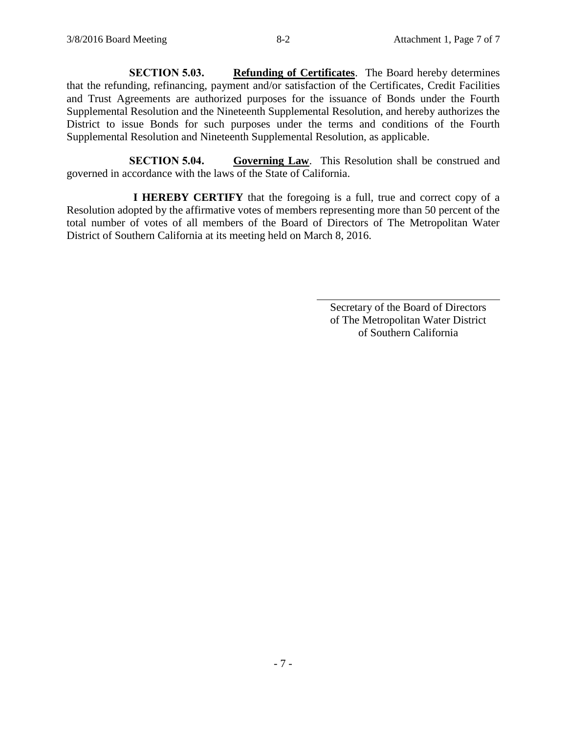**SECTION 5.03.** **Refunding of Certificates**. The Board hereby determines that the refunding, refinancing, payment and/or satisfaction of the Certificates, Credit Facilities and Trust Agreements are authorized purposes for the issuance of Bonds under the Fourth Supplemental Resolution and the Nineteenth Supplemental Resolution, and hereby authorizes the District to issue Bonds for such purposes under the terms and conditions of the Fourth Supplemental Resolution and Nineteenth Supplemental Resolution, as applicable.

**SECTION 5.04.** **Governing Law**. This Resolution shall be construed and governed in accordance with the laws of the State of California.

**I HEREBY CERTIFY** that the foregoing is a full, true and correct copy of a Resolution adopted by the affirmative votes of members representing more than 50 percent of the total number of votes of all members of the Board of Directors of The Metropolitan Water District of Southern California at its meeting held on March 8, 2016.

\_\_\_\_\_\_\_\_\_\_\_\_\_\_\_\_\_\_\_\_\_\_\_\_\_\_\_\_\_\_\_\_\_\_\_\_

Secretary of the Board of Directors
of The Metropolitan Water District
of Southern California